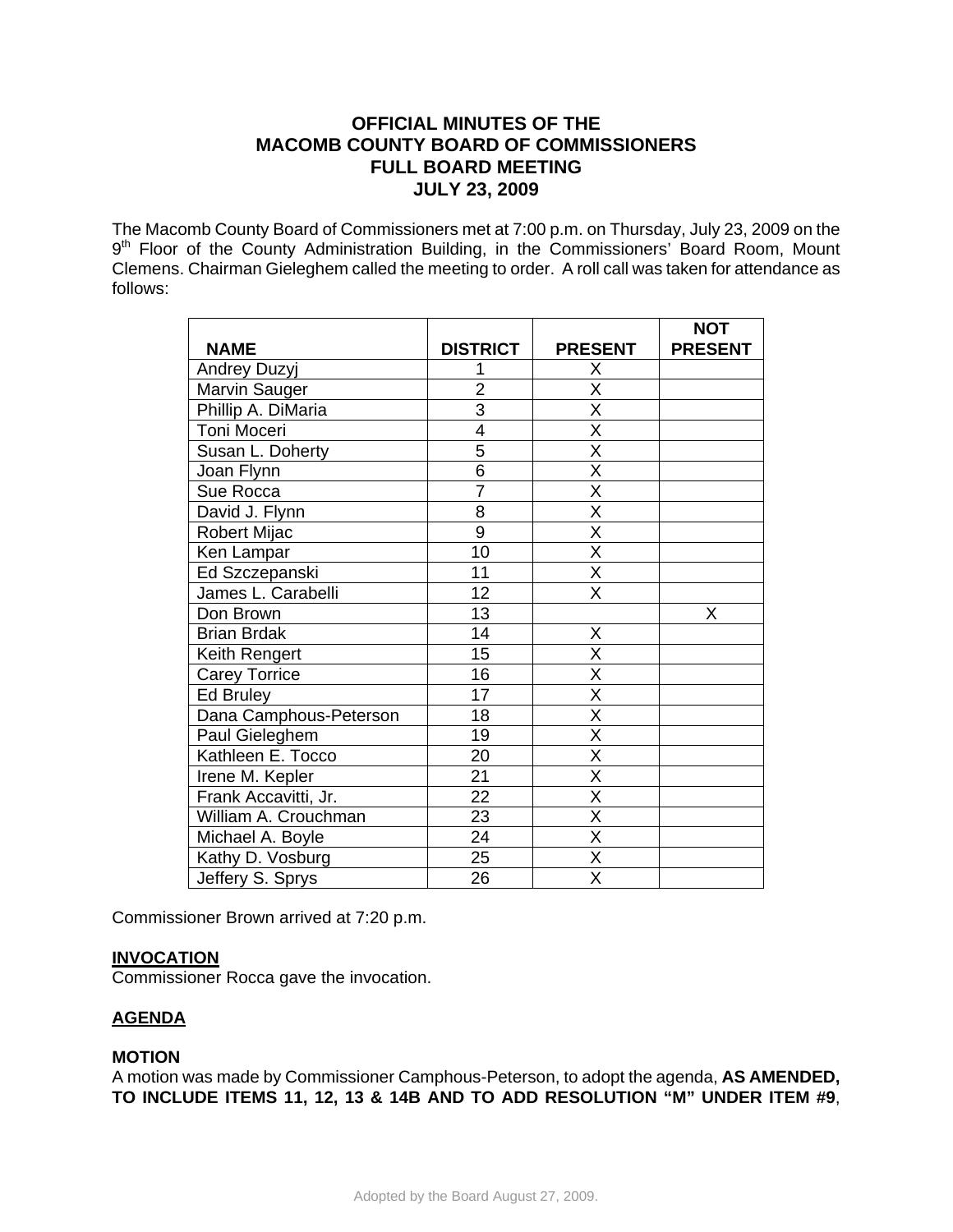# OFFICIAL MINUTES OF THE MACOMB COUNTY BOARD OF COMMISSIONERS FULL BOARD MEETING JULY 23, 2009

The Macomb County Board of Commissioners met at 7:00 p.m. on Thursday, July 23, 2009 on the 9th Floor of the County Administration Building, in the Commissioners' Board Room, Mount Clemens. Chairman Gieleghem called the meeting to order. A roll call was taken for attendance as follows:

| NAME | DISTRICT | PRESENT | NOT PRESENT |
|---|---|---|---|
| Andrey Duzyj | 1 | X | |
| Marvin Sauger | 2 | X | |
| Phillip A. DiMaria | 3 | X | |
| Toni Moceri | 4 | X | |
| Susan L. Doherty | 5 | X | |
| Joan Flynn | 6 | X | |
| Sue Rocca | 7 | X | |
| David J. Flynn | 8 | X | |
| Robert Mijac | 9 | X | |
| Ken Lampar | 10 | X | |
| Ed Szczepanski | 11 | X | |
| James L. Carabelli | 12 | X | |
| Don Brown | 13 | | X |
| Brian Brdak | 14 | X | |
| Keith Rengert | 15 | X | |
| Carey Torrice | 16 | X | |
| Ed Bruley | 17 | X | |
| Dana Camphous-Peterson | 18 | X | |
| Paul Gieleghem | 19 | X | |
| Kathleen E. Tocco | 20 | X | |
| Irene M. Kepler | 21 | X | |
| Frank Accavitti, Jr. | 22 | X | |
| William A. Crouchman | 23 | X | |
| Michael A. Boyle | 24 | X | |
| Kathy D. Vosburg | 25 | X | |
| Jeffery S. Sprys | 26 | X | |

Commissioner Brown arrived at 7:20 p.m.

**INVOCATION**

Commissioner Rocca gave the invocation.

**AGENDA**

**MOTION**

A motion was made by Commissioner Camphous-Peterson, to adopt the agenda, **AS AMENDED, TO INCLUDE ITEMS 11, 12, 13 & 14B AND TO ADD RESOLUTION "M" UNDER ITEM #9**,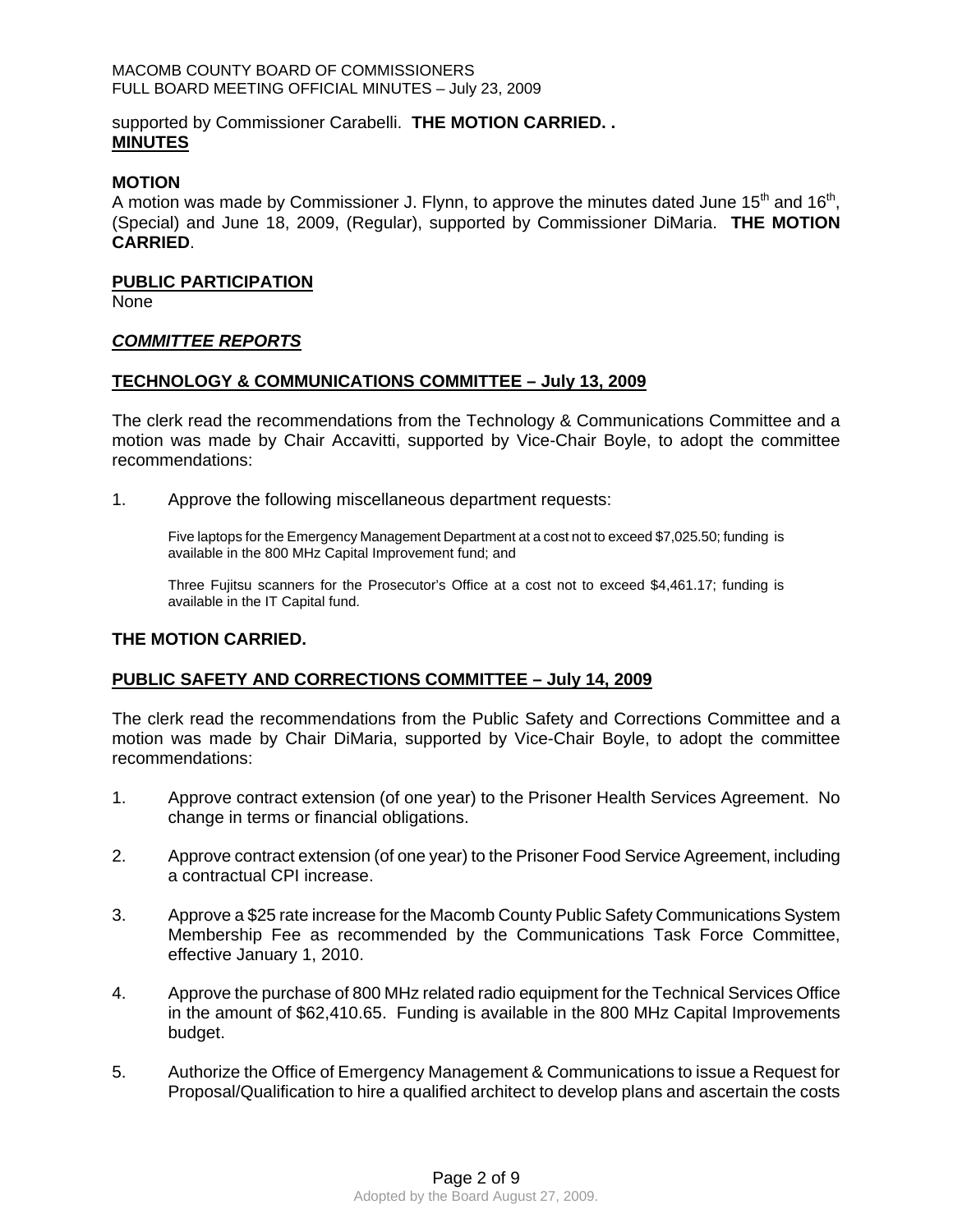supported by Commissioner Carabelli. **THE MOTION CARRIED. .**

**MINUTES**

**MOTION**

A motion was made by Commissioner J. Flynn, to approve the minutes dated June 15th and 16th, (Special) and June 18, 2009, (Regular), supported by Commissioner DiMaria. **THE MOTION CARRIED**.

**PUBLIC PARTICIPATION**

None

***COMMITTEE REPORTS***

**TECHNOLOGY & COMMUNICATIONS COMMITTEE – July 13, 2009**

The clerk read the recommendations from the Technology & Communications Committee and a motion was made by Chair Accavitti, supported by Vice-Chair Boyle, to adopt the committee recommendations:

1. Approve the following miscellaneous department requests:

   Five laptops for the Emergency Management Department at a cost not to exceed $7,025.50; funding is available in the 800 MHz Capital Improvement fund; and

   Three Fujitsu scanners for the Prosecutor's Office at a cost not to exceed $4,461.17; funding is available in the IT Capital fund.

**THE MOTION CARRIED.**

**PUBLIC SAFETY AND CORRECTIONS COMMITTEE – July 14, 2009**

The clerk read the recommendations from the Public Safety and Corrections Committee and a motion was made by Chair DiMaria, supported by Vice-Chair Boyle, to adopt the committee recommendations:

1. Approve contract extension (of one year) to the Prisoner Health Services Agreement. No change in terms or financial obligations.

2. Approve contract extension (of one year) to the Prisoner Food Service Agreement, including a contractual CPI increase.

3. Approve a $25 rate increase for the Macomb County Public Safety Communications System Membership Fee as recommended by the Communications Task Force Committee, effective January 1, 2010.

4. Approve the purchase of 800 MHz related radio equipment for the Technical Services Office in the amount of $62,410.65. Funding is available in the 800 MHz Capital Improvements budget.

5. Authorize the Office of Emergency Management & Communications to issue a Request for Proposal/Qualification to hire a qualified architect to develop plans and ascertain the costs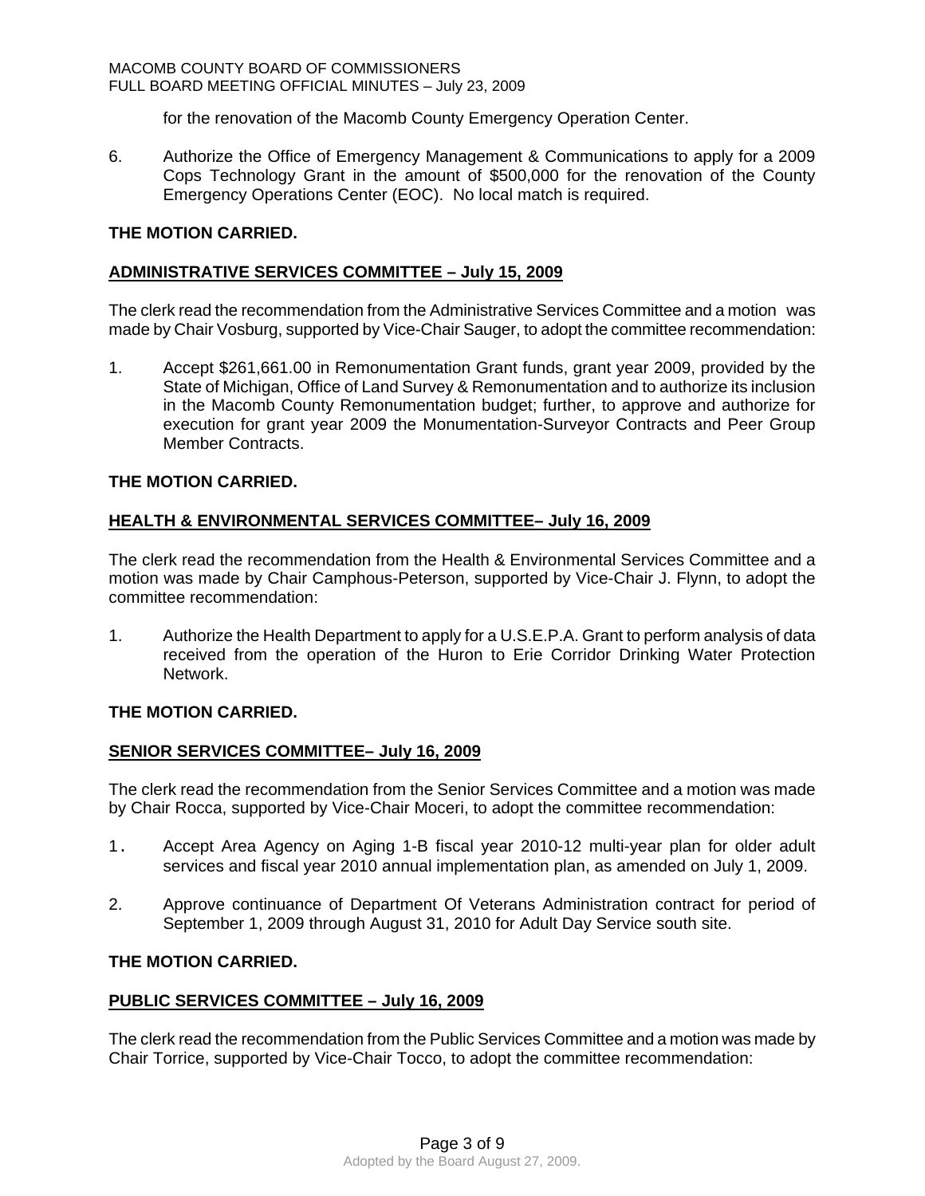for the renovation of the Macomb County Emergency Operation Center.

6. Authorize the Office of Emergency Management & Communications to apply for a 2009 Cops Technology Grant in the amount of $500,000 for the renovation of the County Emergency Operations Center (EOC). No local match is required.

**THE MOTION CARRIED.**

**ADMINISTRATIVE SERVICES COMMITTEE – July 15, 2009**

The clerk read the recommendation from the Administrative Services Committee and a motion was made by Chair Vosburg, supported by Vice-Chair Sauger, to adopt the committee recommendation:

1. Accept $261,661.00 in Remonumentation Grant funds, grant year 2009, provided by the State of Michigan, Office of Land Survey & Remonumentation and to authorize its inclusion in the Macomb County Remonumentation budget; further, to approve and authorize for execution for grant year 2009 the Monumentation-Surveyor Contracts and Peer Group Member Contracts.

**THE MOTION CARRIED.**

**HEALTH & ENVIRONMENTAL SERVICES COMMITTEE– July 16, 2009**

The clerk read the recommendation from the Health & Environmental Services Committee and a motion was made by Chair Camphous-Peterson, supported by Vice-Chair J. Flynn, to adopt the committee recommendation:

1. Authorize the Health Department to apply for a U.S.E.P.A. Grant to perform analysis of data received from the operation of the Huron to Erie Corridor Drinking Water Protection Network.

**THE MOTION CARRIED.**

**SENIOR SERVICES COMMITTEE– July 16, 2009**

The clerk read the recommendation from the Senior Services Committee and a motion was made by Chair Rocca, supported by Vice-Chair Moceri, to adopt the committee recommendation:

1. Accept Area Agency on Aging 1-B fiscal year 2010-12 multi-year plan for older adult services and fiscal year 2010 annual implementation plan, as amended on July 1, 2009.

2. Approve continuance of Department Of Veterans Administration contract for period of September 1, 2009 through August 31, 2010 for Adult Day Service south site.

**THE MOTION CARRIED.**

**PUBLIC SERVICES COMMITTEE – July 16, 2009**

The clerk read the recommendation from the Public Services Committee and a motion was made by Chair Torrice, supported by Vice-Chair Tocco, to adopt the committee recommendation:

Adopted by the Board August 27, 2009.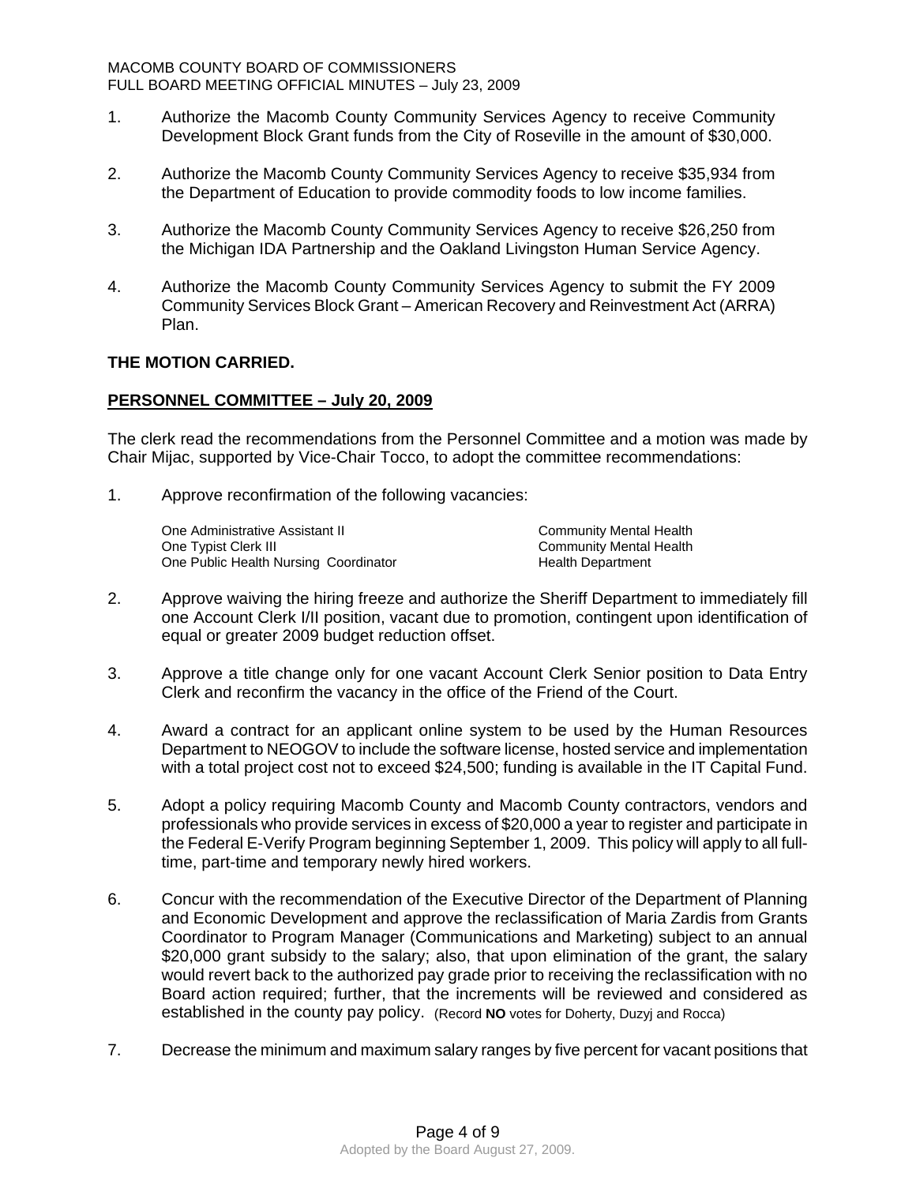1. Authorize the Macomb County Community Services Agency to receive Community Development Block Grant funds from the City of Roseville in the amount of $30,000.

2. Authorize the Macomb County Community Services Agency to receive $35,934 from the Department of Education to provide commodity foods to low income families.

3. Authorize the Macomb County Community Services Agency to receive $26,250 from the Michigan IDA Partnership and the Oakland Livingston Human Service Agency.

4. Authorize the Macomb County Community Services Agency to submit the FY 2009 Community Services Block Grant – American Recovery and Reinvestment Act (ARRA) Plan.

**THE MOTION CARRIED.**

**PERSONNEL COMMITTEE – July 20, 2009**

The clerk read the recommendations from the Personnel Committee and a motion was made by Chair Mijac, supported by Vice-Chair Tocco, to adopt the committee recommendations:

1. Approve reconfirmation of the following vacancies:

| | |
|---|---|
| One Administrative Assistant II | Community Mental Health |
| One Typist Clerk III | Community Mental Health |
| One Public Health Nursing Coordinator | Health Department |

2. Approve waiving the hiring freeze and authorize the Sheriff Department to immediately fill one Account Clerk I/II position, vacant due to promotion, contingent upon identification of equal or greater 2009 budget reduction offset.

3. Approve a title change only for one vacant Account Clerk Senior position to Data Entry Clerk and reconfirm the vacancy in the office of the Friend of the Court.

4. Award a contract for an applicant online system to be used by the Human Resources Department to NEOGOV to include the software license, hosted service and implementation with a total project cost not to exceed $24,500; funding is available in the IT Capital Fund.

5. Adopt a policy requiring Macomb County and Macomb County contractors, vendors and professionals who provide services in excess of $20,000 a year to register and participate in the Federal E-Verify Program beginning September 1, 2009. This policy will apply to all full-time, part-time and temporary newly hired workers.

6. Concur with the recommendation of the Executive Director of the Department of Planning and Economic Development and approve the reclassification of Maria Zardis from Grants Coordinator to Program Manager (Communications and Marketing) subject to an annual $20,000 grant subsidy to the salary; also, that upon elimination of the grant, the salary would revert back to the authorized pay grade prior to receiving the reclassification with no Board action required; further, that the increments will be reviewed and considered as established in the county pay policy. (Record **NO** votes for Doherty, Duzyj and Rocca)

7. Decrease the minimum and maximum salary ranges by five percent for vacant positions that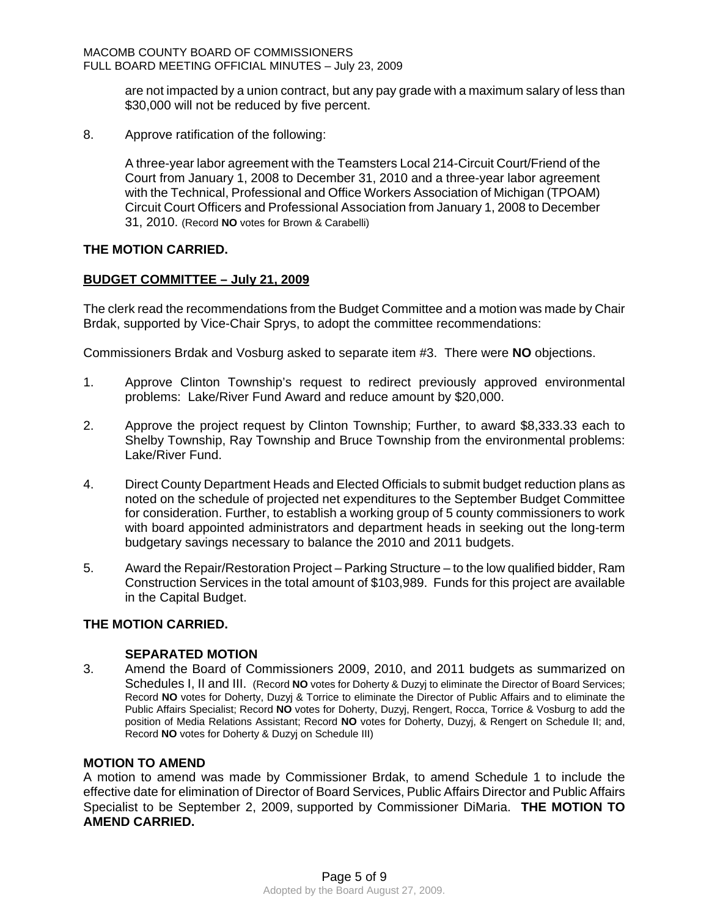are not impacted by a union contract, but any pay grade with a maximum salary of less than $30,000 will not be reduced by five percent.

8. Approve ratification of the following:

   A three-year labor agreement with the Teamsters Local 214-Circuit Court/Friend of the Court from January 1, 2008 to December 31, 2010 and a three-year labor agreement with the Technical, Professional and Office Workers Association of Michigan (TPOAM) Circuit Court Officers and Professional Association from January 1, 2008 to December 31, 2010. (Record **NO** votes for Brown & Carabelli)

**THE MOTION CARRIED.**

**BUDGET COMMITTEE – July 21, 2009**

The clerk read the recommendations from the Budget Committee and a motion was made by Chair Brdak, supported by Vice-Chair Sprys, to adopt the committee recommendations:

Commissioners Brdak and Vosburg asked to separate item #3. There were **NO** objections.

1. Approve Clinton Township's request to redirect previously approved environmental problems: Lake/River Fund Award and reduce amount by $20,000.

2. Approve the project request by Clinton Township; Further, to award $8,333.33 each to Shelby Township, Ray Township and Bruce Township from the environmental problems: Lake/River Fund.

4. Direct County Department Heads and Elected Officials to submit budget reduction plans as noted on the schedule of projected net expenditures to the September Budget Committee for consideration. Further, to establish a working group of 5 county commissioners to work with board appointed administrators and department heads in seeking out the long-term budgetary savings necessary to balance the 2010 and 2011 budgets.

5. Award the Repair/Restoration Project – Parking Structure – to the low qualified bidder, Ram Construction Services in the total amount of $103,989. Funds for this project are available in the Capital Budget.

**THE MOTION CARRIED.**

**SEPARATED MOTION**

3. Amend the Board of Commissioners 2009, 2010, and 2011 budgets as summarized on Schedules I, II and III. (Record **NO** votes for Doherty & Duzyj to eliminate the Director of Board Services; Record **NO** votes for Doherty, Duzyj & Torrice to eliminate the Director of Public Affairs and to eliminate the Public Affairs Specialist; Record **NO** votes for Doherty, Duzyj, Rengert, Rocca, Torrice & Vosburg to add the position of Media Relations Assistant; Record **NO** votes for Doherty, Duzyj, & Rengert on Schedule II; and, Record **NO** votes for Doherty & Duzyj on Schedule III)

**MOTION TO AMEND**

A motion to amend was made by Commissioner Brdak, to amend Schedule 1 to include the effective date for elimination of Director of Board Services, Public Affairs Director and Public Affairs Specialist to be September 2, 2009, supported by Commissioner DiMaria. **THE MOTION TO AMEND CARRIED.**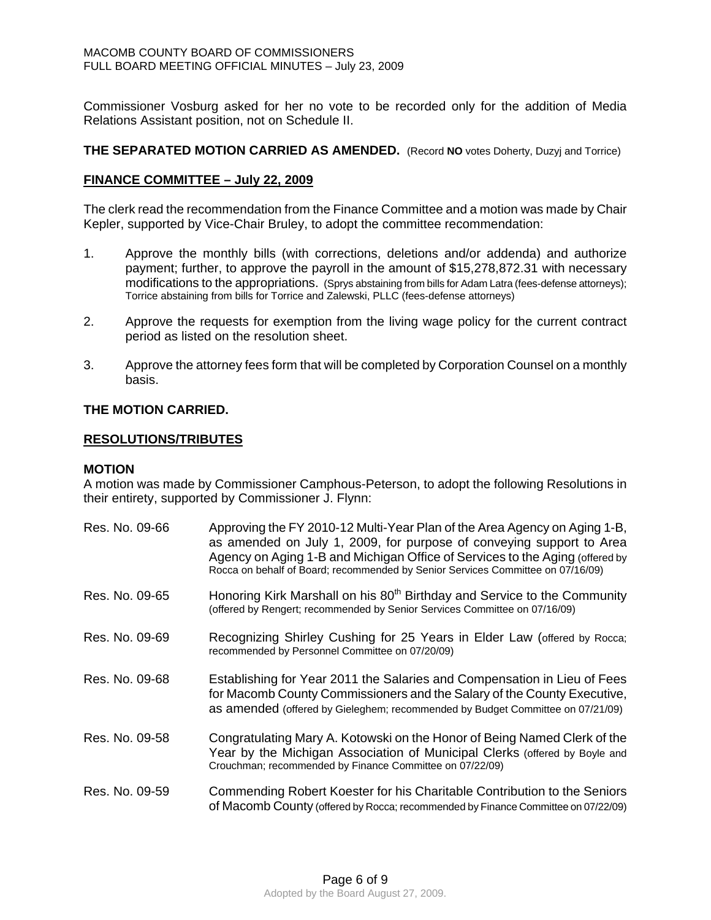Commissioner Vosburg asked for her no vote to be recorded only for the addition of Media Relations Assistant position, not on Schedule II.

**THE SEPARATED MOTION CARRIED AS AMENDED.** (Record **NO** votes Doherty, Duzyj and Torrice)

**FINANCE COMMITTEE – July 22, 2009**

The clerk read the recommendation from the Finance Committee and a motion was made by Chair Kepler, supported by Vice-Chair Bruley, to adopt the committee recommendation:

1. Approve the monthly bills (with corrections, deletions and/or addenda) and authorize payment; further, to approve the payroll in the amount of $15,278,872.31 with necessary modifications to the appropriations. (Sprys abstaining from bills for Adam Latra (fees-defense attorneys); Torrice abstaining from bills for Torrice and Zalewski, PLLC (fees-defense attorneys)

2. Approve the requests for exemption from the living wage policy for the current contract period as listed on the resolution sheet.

3. Approve the attorney fees form that will be completed by Corporation Counsel on a monthly basis.

**THE MOTION CARRIED.**

**RESOLUTIONS/TRIBUTES**

**MOTION**

A motion was made by Commissioner Camphous-Peterson, to adopt the following Resolutions in their entirety, supported by Commissioner J. Flynn:

Res. No. 09-66 — Approving the FY 2010-12 Multi-Year Plan of the Area Agency on Aging 1-B, as amended on July 1, 2009, for purpose of conveying support to Area Agency on Aging 1-B and Michigan Office of Services to the Aging (offered by Rocca on behalf of Board; recommended by Senior Services Committee on 07/16/09)

Res. No. 09-65 — Honoring Kirk Marshall on his 80th Birthday and Service to the Community (offered by Rengert; recommended by Senior Services Committee on 07/16/09)

Res. No. 09-69 — Recognizing Shirley Cushing for 25 Years in Elder Law (offered by Rocca; recommended by Personnel Committee on 07/20/09)

Res. No. 09-68 — Establishing for Year 2011 the Salaries and Compensation in Lieu of Fees for Macomb County Commissioners and the Salary of the County Executive, as amended (offered by Gieleghem; recommended by Budget Committee on 07/21/09)

Res. No. 09-58 — Congratulating Mary A. Kotowski on the Honor of Being Named Clerk of the Year by the Michigan Association of Municipal Clerks (offered by Boyle and Crouchman; recommended by Finance Committee on 07/22/09)

Res. No. 09-59 — Commending Robert Koester for his Charitable Contribution to the Seniors of Macomb County (offered by Rocca; recommended by Finance Committee on 07/22/09)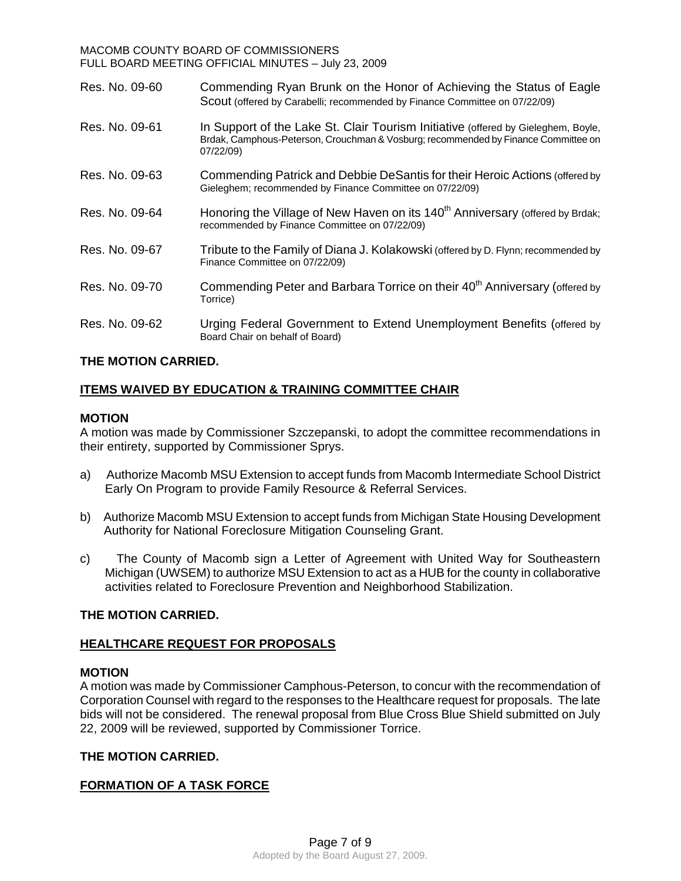| | |
|---|---|
| Res. No. 09-60 | Commending Ryan Brunk on the Honor of Achieving the Status of Eagle Scout (offered by Carabelli; recommended by Finance Committee on 07/22/09) |
| Res. No. 09-61 | In Support of the Lake St. Clair Tourism Initiative (offered by Gieleghem, Boyle, Brdak, Camphous-Peterson, Crouchman & Vosburg; recommended by Finance Committee on 07/22/09) |
| Res. No. 09-63 | Commending Patrick and Debbie DeSantis for their Heroic Actions (offered by Gieleghem; recommended by Finance Committee on 07/22/09) |
| Res. No. 09-64 | Honoring the Village of New Haven on its 140th Anniversary (offered by Brdak; recommended by Finance Committee on 07/22/09) |
| Res. No. 09-67 | Tribute to the Family of Diana J. Kolakowski (offered by D. Flynn; recommended by Finance Committee on 07/22/09) |
| Res. No. 09-70 | Commending Peter and Barbara Torrice on their 40th Anniversary (offered by Torrice) |
| Res. No. 09-62 | Urging Federal Government to Extend Unemployment Benefits (offered by Board Chair on behalf of Board) |

**THE MOTION CARRIED.**

## ITEMS WAIVED BY EDUCATION & TRAINING COMMITTEE CHAIR

**MOTION**

A motion was made by Commissioner Szczepanski, to adopt the committee recommendations in their entirety, supported by Commissioner Sprys.

a) Authorize Macomb MSU Extension to accept funds from Macomb Intermediate School District Early On Program to provide Family Resource & Referral Services.

b) Authorize Macomb MSU Extension to accept funds from Michigan State Housing Development Authority for National Foreclosure Mitigation Counseling Grant.

c) The County of Macomb sign a Letter of Agreement with United Way for Southeastern Michigan (UWSEM) to authorize MSU Extension to act as a HUB for the county in collaborative activities related to Foreclosure Prevention and Neighborhood Stabilization.

**THE MOTION CARRIED.**

## HEALTHCARE REQUEST FOR PROPOSALS

**MOTION**

A motion was made by Commissioner Camphous-Peterson, to concur with the recommendation of Corporation Counsel with regard to the responses to the Healthcare request for proposals. The late bids will not be considered. The renewal proposal from Blue Cross Blue Shield submitted on July 22, 2009 will be reviewed, supported by Commissioner Torrice.

**THE MOTION CARRIED.**

## FORMATION OF A TASK FORCE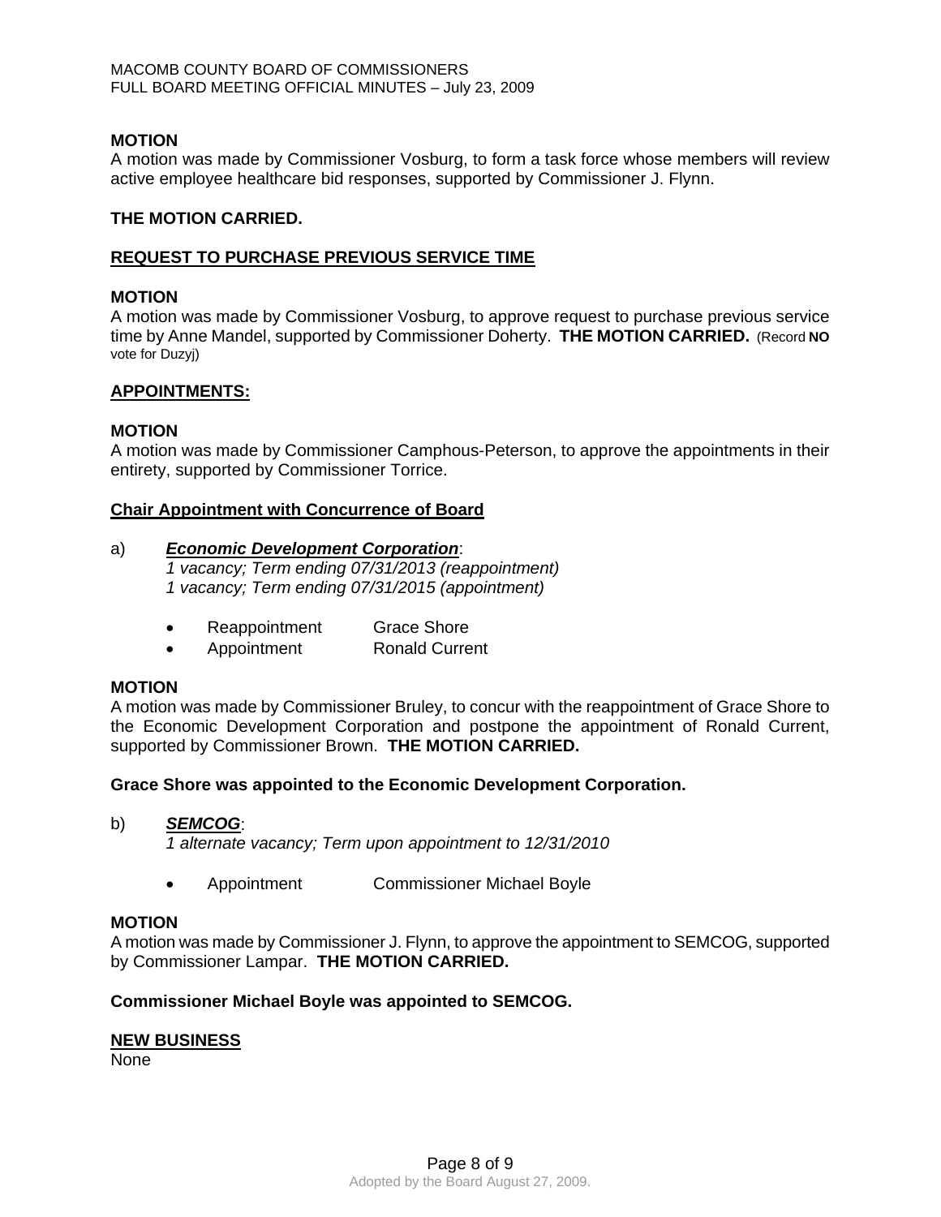**MOTION**
A motion was made by Commissioner Vosburg, to form a task force whose members will review active employee healthcare bid responses, supported by Commissioner J. Flynn.

**THE MOTION CARRIED.**

**REQUEST TO PURCHASE PREVIOUS SERVICE TIME**

**MOTION**
A motion was made by Commissioner Vosburg, to approve request to purchase previous service time by Anne Mandel, supported by Commissioner Doherty. **THE MOTION CARRIED.** (Record **NO** vote for Duzyj)

**APPOINTMENTS:**

**MOTION**
A motion was made by Commissioner Camphous-Peterson, to approve the appointments in their entirety, supported by Commissioner Torrice.

**Chair Appointment with Concurrence of Board**

a) ***Economic Development Corporation***:
*1 vacancy; Term ending 07/31/2013 (reappointment)*
*1 vacancy; Term ending 07/31/2015 (appointment)*

- Reappointment Grace Shore
- Appointment Ronald Current

**MOTION**
A motion was made by Commissioner Bruley, to concur with the reappointment of Grace Shore to the Economic Development Corporation and postpone the appointment of Ronald Current, supported by Commissioner Brown. **THE MOTION CARRIED.**

**Grace Shore was appointed to the Economic Development Corporation.**

b) ***SEMCOG***:
*1 alternate vacancy; Term upon appointment to 12/31/2010*

- Appointment Commissioner Michael Boyle

**MOTION**
A motion was made by Commissioner J. Flynn, to approve the appointment to SEMCOG, supported by Commissioner Lampar. **THE MOTION CARRIED.**

**Commissioner Michael Boyle was appointed to SEMCOG.**

**NEW BUSINESS**
None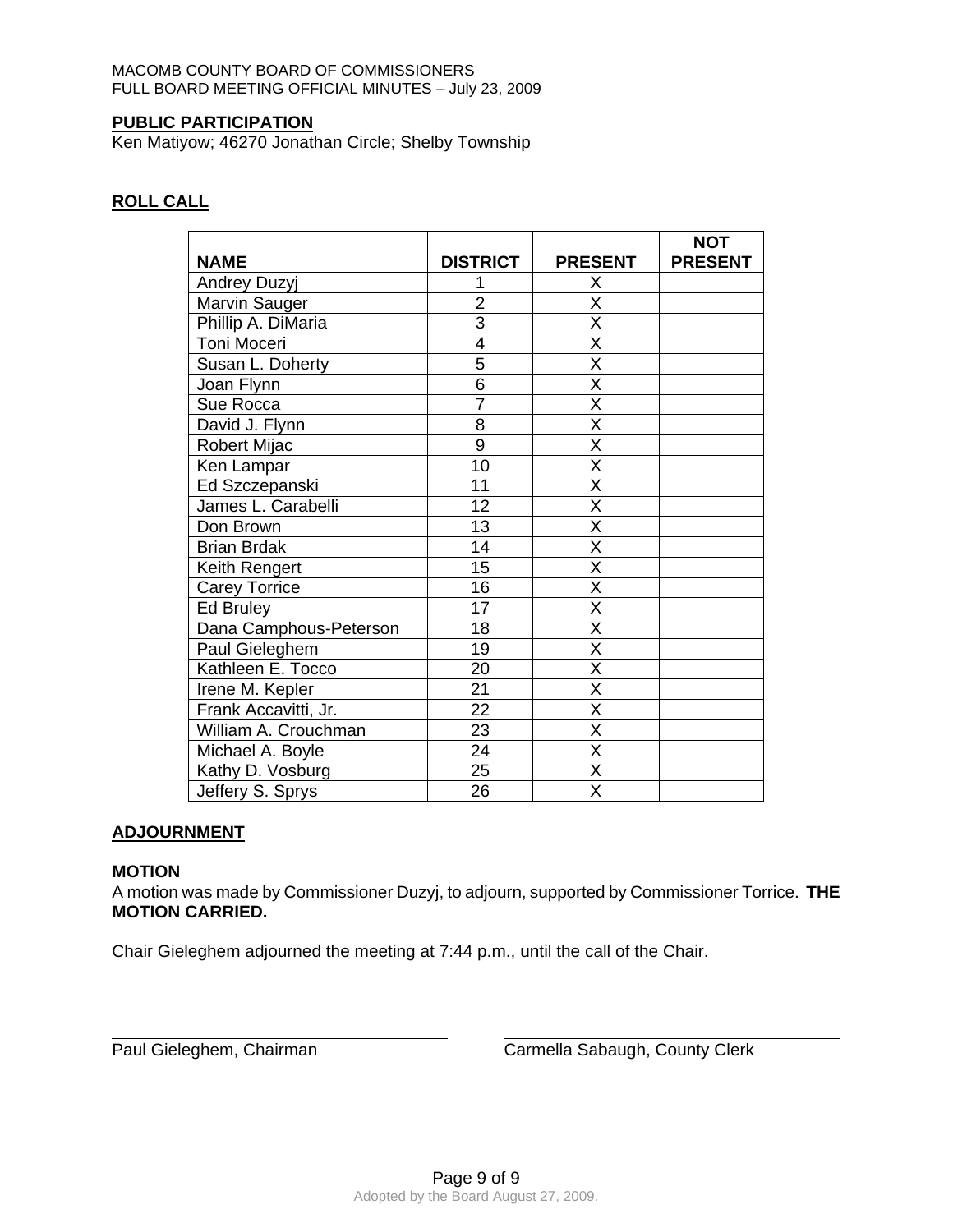## PUBLIC PARTICIPATION

Ken Matiyow; 46270 Jonathan Circle; Shelby Township

## ROLL CALL

| NAME | DISTRICT | PRESENT | NOT PRESENT |
|---|---|---|---|
| Andrey Duzyj | 1 | X | |
| Marvin Sauger | 2 | X | |
| Phillip A. DiMaria | 3 | X | |
| Toni Moceri | 4 | X | |
| Susan L. Doherty | 5 | X | |
| Joan Flynn | 6 | X | |
| Sue Rocca | 7 | X | |
| David J. Flynn | 8 | X | |
| Robert Mijac | 9 | X | |
| Ken Lampar | 10 | X | |
| Ed Szczepanski | 11 | X | |
| James L. Carabelli | 12 | X | |
| Don Brown | 13 | X | |
| Brian Brdak | 14 | X | |
| Keith Rengert | 15 | X | |
| Carey Torrice | 16 | X | |
| Ed Bruley | 17 | X | |
| Dana Camphous-Peterson | 18 | X | |
| Paul Gieleghem | 19 | X | |
| Kathleen E. Tocco | 20 | X | |
| Irene M. Kepler | 21 | X | |
| Frank Accavitti, Jr. | 22 | X | |
| William A. Crouchman | 23 | X | |
| Michael A. Boyle | 24 | X | |
| Kathy D. Vosburg | 25 | X | |
| Jeffery S. Sprys | 26 | X | |

## ADJOURNMENT

**MOTION**

A motion was made by Commissioner Duzyj, to adjourn, supported by Commissioner Torrice. **THE MOTION CARRIED.**

Chair Gieleghem adjourned the meeting at 7:44 p.m., until the call of the Chair.

Paul Gieleghem, Chairman

Carmella Sabaugh, County Clerk

Adopted by the Board August 27, 2009.